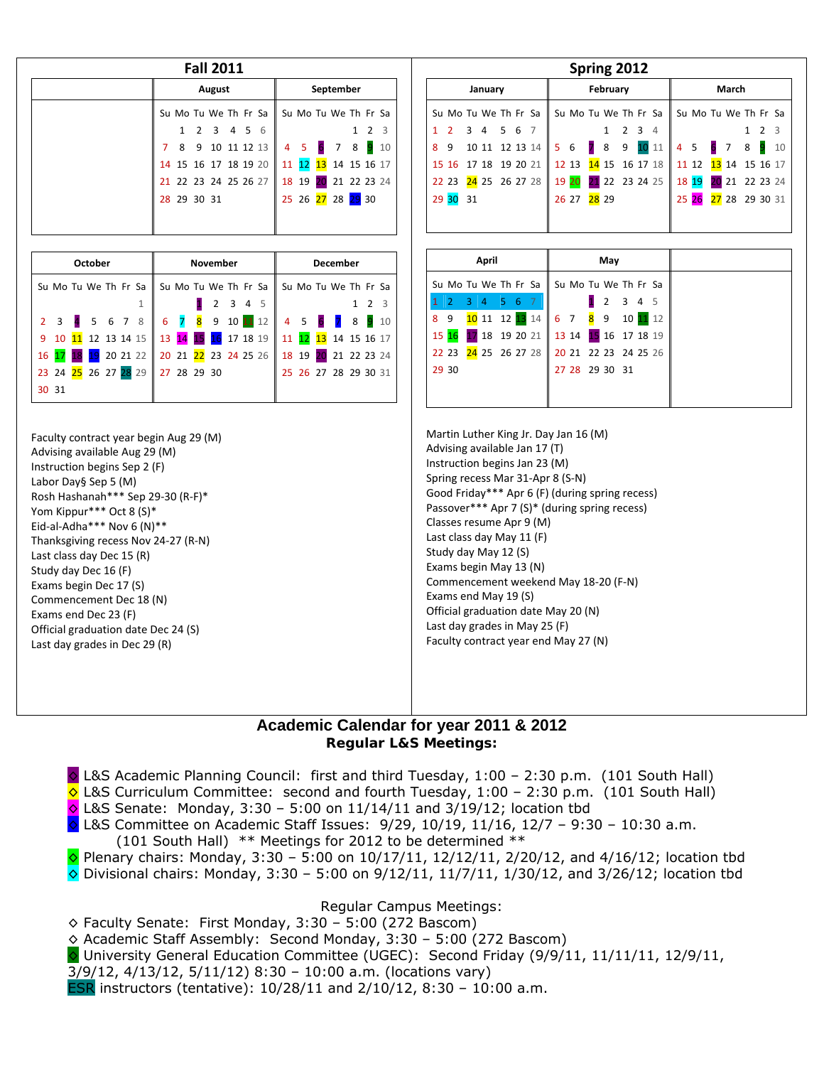## Fall 2011

**August**

| Su | Mo | Tu | We | Th | Fr | Sa |
|---|---|---|---|---|---|---|
| | 1 | 2 | 3 | 4 | 5 | 6 |
| 7 | 8 | 9 | 10 | 11 | 12 | 13 |
| 14 | 15 | 16 | 17 | 18 | 19 | 20 |
| 21 | 22 | 23 | 24 | 25 | 26 | 27 |
| 28 | 29 | 30 | 31 | | | |

**September**

| Su | Mo | Tu | We | Th | Fr | Sa |
|---|---|---|---|---|---|---|
| | | | | 1 | 2 | 3 |
| 4 | 5 | 6 | 7 | 8 | 9 | 10 |
| 11 | 12 | 13 | 14 | 15 | 16 | 17 |
| 18 | 19 | 20 | 21 | 22 | 23 | 24 |
| 25 | 26 | 27 | 28 | 29 | 30 | |

**October**

| Su | Mo | Tu | We | Th | Fr | Sa |
|---|---|---|---|---|---|---|
| | | | | | | 1 |
| 2 | 3 | 4 | 5 | 6 | 7 | 8 |
| 9 | 10 | 11 | 12 | 13 | 14 | 15 |
| 16 | 17 | 18 | 19 | 20 | 21 | 22 |
| 23 | 24 | 25 | 26 | 27 | 28 | 29 |
| 30 | 31 | | | | | |

**November**

| Su | Mo | Tu | We | Th | Fr | Sa |
|---|---|---|---|---|---|---|
| | | 1 | 2 | 3 | 4 | 5 |
| 6 | 7 | 8 | 9 | 10 | 11 | 12 |
| 13 | 14 | 15 | 16 | 17 | 18 | 19 |
| 20 | 21 | 22 | 23 | 24 | 25 | 26 |
| 27 | 28 | 29 | 30 | | | |

**December**

| Su | Mo | Tu | We | Th | Fr | Sa |
|---|---|---|---|---|---|---|
| | | | | 1 | 2 | 3 |
| 4 | 5 | 6 | 7 | 8 | 9 | 10 |
| 11 | 12 | 13 | 14 | 15 | 16 | 17 |
| 18 | 19 | 20 | 21 | 22 | 23 | 24 |
| 25 | 26 | 27 | 28 | 29 | 30 | 31 |

Faculty contract year begin Aug 29 (M)
Advising available Aug 29 (M)
Instruction begins Sep 2 (F)
Labor Day§ Sep 5 (M)
Rosh Hashanah*** Sep 29-30 (R-F)*
Yom Kippur*** Oct 8 (S)*
Eid-al-Adha*** Nov 6 (N)**
Thanksgiving recess Nov 24-27 (R-N)
Last class day Dec 15 (R)
Study day Dec 16 (F)
Exams begin Dec 17 (S)
Commencement Dec 18 (N)
Exams end Dec 23 (F)
Official graduation date Dec 24 (S)
Last day grades in Dec 29 (R)

## Spring 2012

**January**

| Su | Mo | Tu | We | Th | Fr | Sa |
|---|---|---|---|---|---|---|
| 1 | 2 | 3 | 4 | 5 | 6 | 7 |
| 8 | 9 | 10 | 11 | 12 | 13 | 14 |
| 15 | 16 | 17 | 18 | 19 | 20 | 21 |
| 22 | 23 | 24 | 25 | 26 | 27 | 28 |
| 29 | 30 | 31 | | | | |

**February**

| Su | Mo | Tu | We | Th | Fr | Sa |
|---|---|---|---|---|---|---|
| | | | 1 | 2 | 3 | 4 |
| 5 | 6 | 7 | 8 | 9 | 10 | 11 |
| 12 | 13 | 14 | 15 | 16 | 17 | 18 |
| 19 | 20 | 21 | 22 | 23 | 24 | 25 |
| 26 | 27 | 28 | 29 | | | |

**March**

| Su | Mo | Tu | We | Th | Fr | Sa |
|---|---|---|---|---|---|---|
| | | | | 1 | 2 | 3 |
| 4 | 5 | 6 | 7 | 8 | 9 | 10 |
| 11 | 12 | 13 | 14 | 15 | 16 | 17 |
| 18 | 19 | 20 | 21 | 22 | 23 | 24 |
| 25 | 26 | 27 | 28 | 29 | 30 | 31 |

**April**

| Su | Mo | Tu | We | Th | Fr | Sa |
|---|---|---|---|---|---|---|
| 1 | 2 | 3 | 4 | 5 | 6 | 7 |
| 8 | 9 | 10 | 11 | 12 | 13 | 14 |
| 15 | 16 | 17 | 18 | 19 | 20 | 21 |
| 22 | 23 | 24 | 25 | 26 | 27 | 28 |
| 29 | 30 | | | | | |

**May**

| Su | Mo | Tu | We | Th | Fr | Sa |
|---|---|---|---|---|---|---|
| | | 1 | 2 | 3 | 4 | 5 |
| 6 | 7 | 8 | 9 | 10 | 11 | 12 |
| 13 | 14 | 15 | 16 | 17 | 18 | 19 |
| 20 | 21 | 22 | 23 | 24 | 25 | 26 |
| 27 | 28 | 29 | 30 | 31 | | |

Martin Luther King Jr. Day Jan 16 (M)
Advising available Jan 17 (T)
Instruction begins Jan 23 (M)
Spring recess Mar 31-Apr 8 (S-N)
Good Friday*** Apr 6 (F) (during spring recess)
Passover*** Apr 7 (S)* (during spring recess)
Classes resume Apr 9 (M)
Last class day May 11 (F)
Study day May 12 (S)
Exams begin May 13 (N)
Commencement weekend May 18-20 (F-N)
Exams end May 19 (S)
Official graduation date May 20 (N)
Last day grades in May 25 (F)
Faculty contract year end May 27 (N)

## Academic Calendar for year 2011 & 2012

### Regular L&S Meetings:

◇ L&S Academic Planning Council: first and third Tuesday, 1:00 – 2:30 p.m. (101 South Hall)
◇ L&S Curriculum Committee: second and fourth Tuesday, 1:00 – 2:30 p.m. (101 South Hall)
◇ L&S Senate: Monday, 3:30 – 5:00 on 11/14/11 and 3/19/12; location tbd
◇ L&S Committee on Academic Staff Issues: 9/29, 10/19, 11/16, 12/7 – 9:30 – 10:30 a.m. (101 South Hall) ** Meetings for 2012 to be determined **
◇ Plenary chairs: Monday, 3:30 – 5:00 on 10/17/11, 12/12/11, 2/20/12, and 4/16/12; location tbd
◇ Divisional chairs: Monday, 3:30 – 5:00 on 9/12/11, 11/7/11, 1/30/12, and 3/26/12; location tbd

Regular Campus Meetings:

◇ Faculty Senate: First Monday, 3:30 – 5:00 (272 Bascom)
◇ Academic Staff Assembly: Second Monday, 3:30 – 5:00 (272 Bascom)
◇ University General Education Committee (UGEC): Second Friday (9/9/11, 11/11/11, 12/9/11, 3/9/12, 4/13/12, 5/11/12) 8:30 – 10:00 a.m. (locations vary)
ESR instructors (tentative): 10/28/11 and 2/10/12, 8:30 – 10:00 a.m.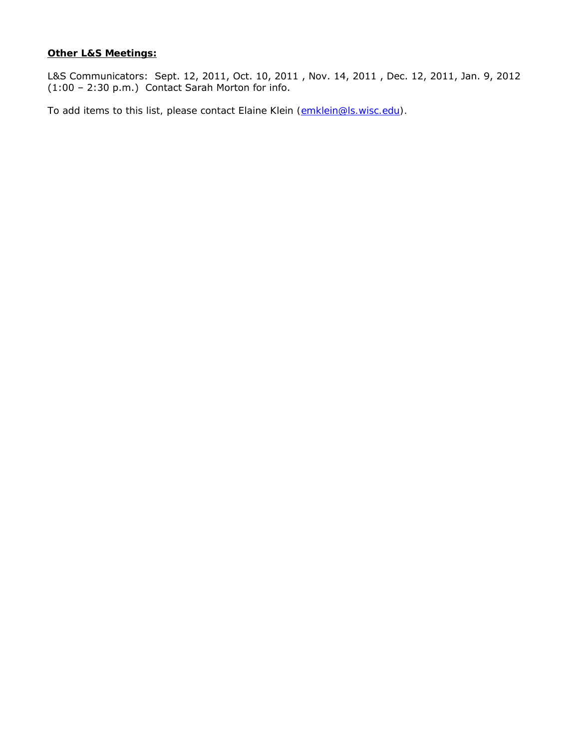**Other L&S Meetings:**

L&S Communicators: Sept. 12, 2011, Oct. 10, 2011 , Nov. 14, 2011 , Dec. 12, 2011, Jan. 9, 2012 (1:00 – 2:30 p.m.) Contact Sarah Morton for info.

To add items to this list, please contact Elaine Klein (emklein@ls.wisc.edu).